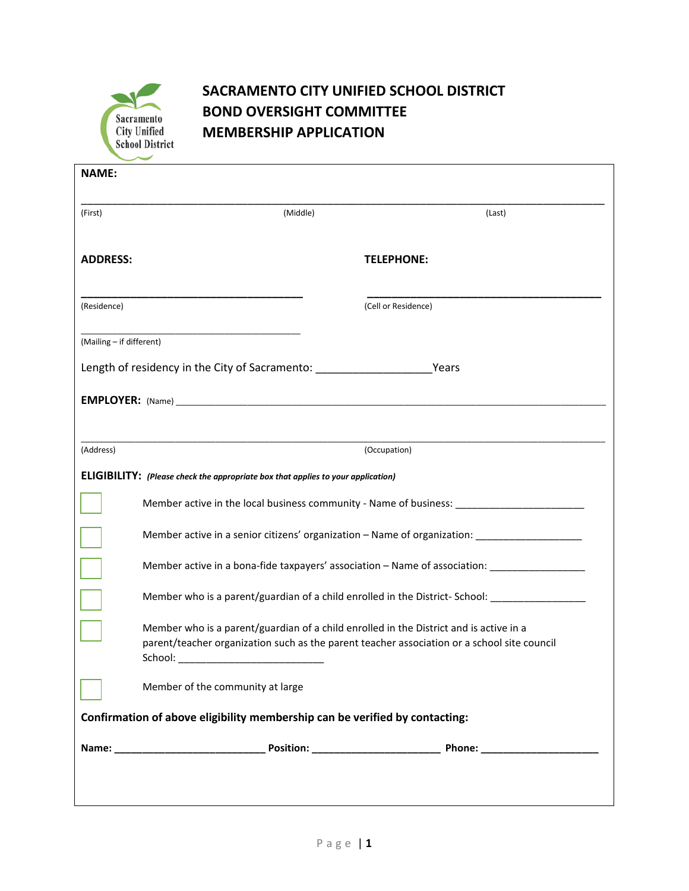# SACRAMENTO CITY UNIFIED SCHOOL DISTRICT
# BOND OVERSIGHT COMMITTEE
# MEMBERSHIP APPLICATION

**NAME:**

______________________________________________________________________________

(First) (Middle) (Last)

**ADDRESS:** **TELEPHONE:**

____________________________________ ______________________________________

(Residence) (Cell or Residence)

____________________________________

(Mailing – if different)

Length of residency in the City of Sacramento: __________________Years

**EMPLOYER:** (Name) ___________________________________________________________________

______________________________________________________________________________

(Address) (Occupation)

**ELIGIBILITY:** ***(Please check the appropriate box that applies to your application)***

- [ ] Member active in the local business community - Name of business: ______________________
- [ ] Member active in a senior citizens' organization – Name of organization: __________________
- [ ] Member active in a bona-fide taxpayers' association – Name of association: ________________
- [ ] Member who is a parent/guardian of a child enrolled in the District- School: ________________
- [ ] Member who is a parent/guardian of a child enrolled in the District and is active in a parent/teacher organization such as the parent teacher association or a school site council School: _________________________
- [ ] Member of the community at large

**Confirmation of above eligibility membership can be verified by contacting:**

**Name:** _________________________ **Position:** _____________________ **Phone:** ____________________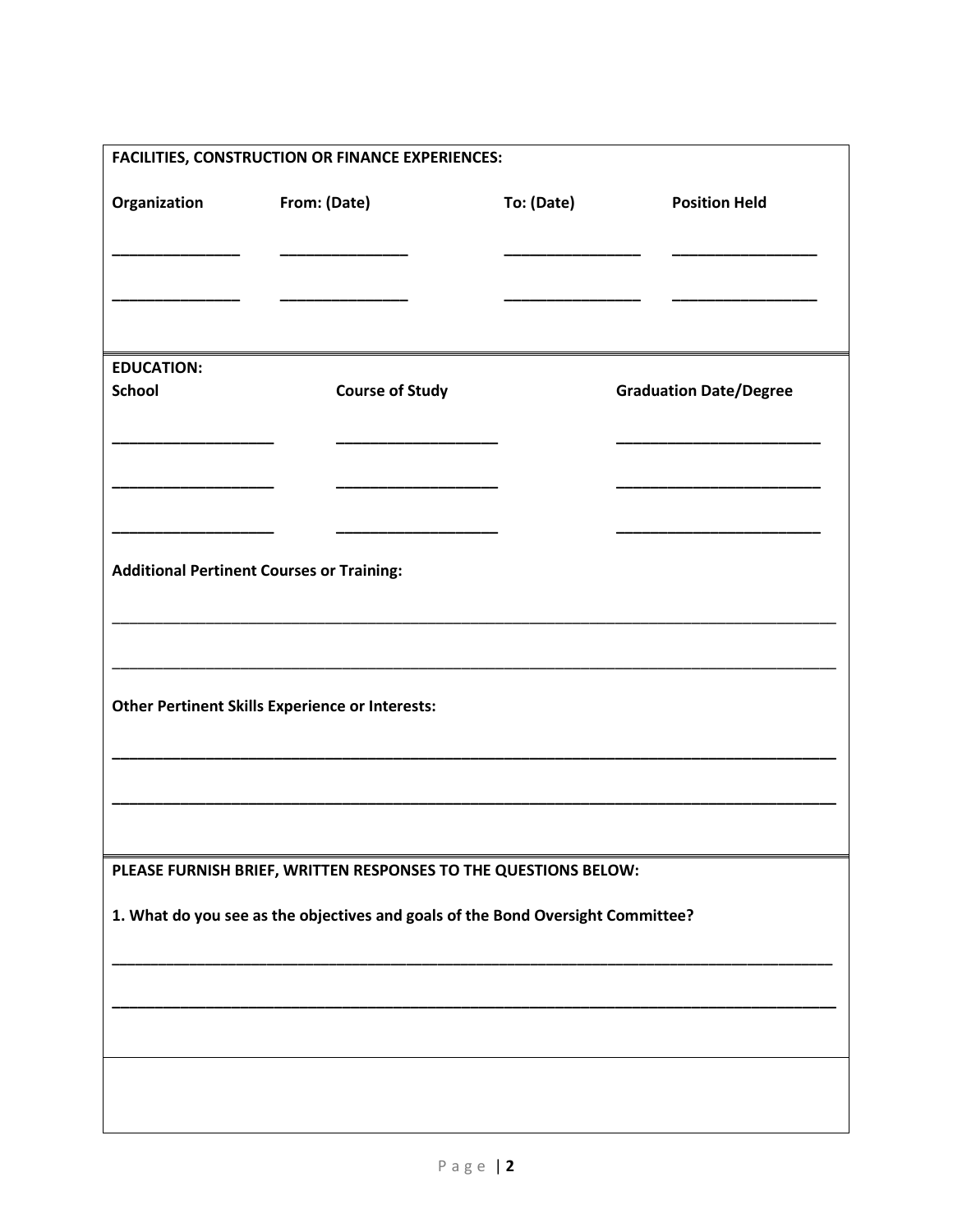**FACILITIES, CONSTRUCTION OR FINANCE EXPERIENCES:**

| Organization | From: (Date) | To: (Date) | Position Held |
|---|---|---|---|
| ______________ | ______________ | ______________ | ______________ |
| ______________ | ______________ | ______________ | ______________ |

**EDUCATION:**

| School | Course of Study | Graduation Date/Degree |
|---|---|---|
| ________________ | ________________ | ____________________ |
| ________________ | ________________ | ____________________ |
| ________________ | ________________ | ____________________ |

**Additional Pertinent Courses or Training:**

______________________________________________________________________________

______________________________________________________________________________

**Other Pertinent Skills Experience or Interests:**

______________________________________________________________________________

______________________________________________________________________________

**PLEASE FURNISH BRIEF, WRITTEN RESPONSES TO THE QUESTIONS BELOW:**

**1. What do you see as the objectives and goals of the Bond Oversight Committee?**

______________________________________________________________________________

______________________________________________________________________________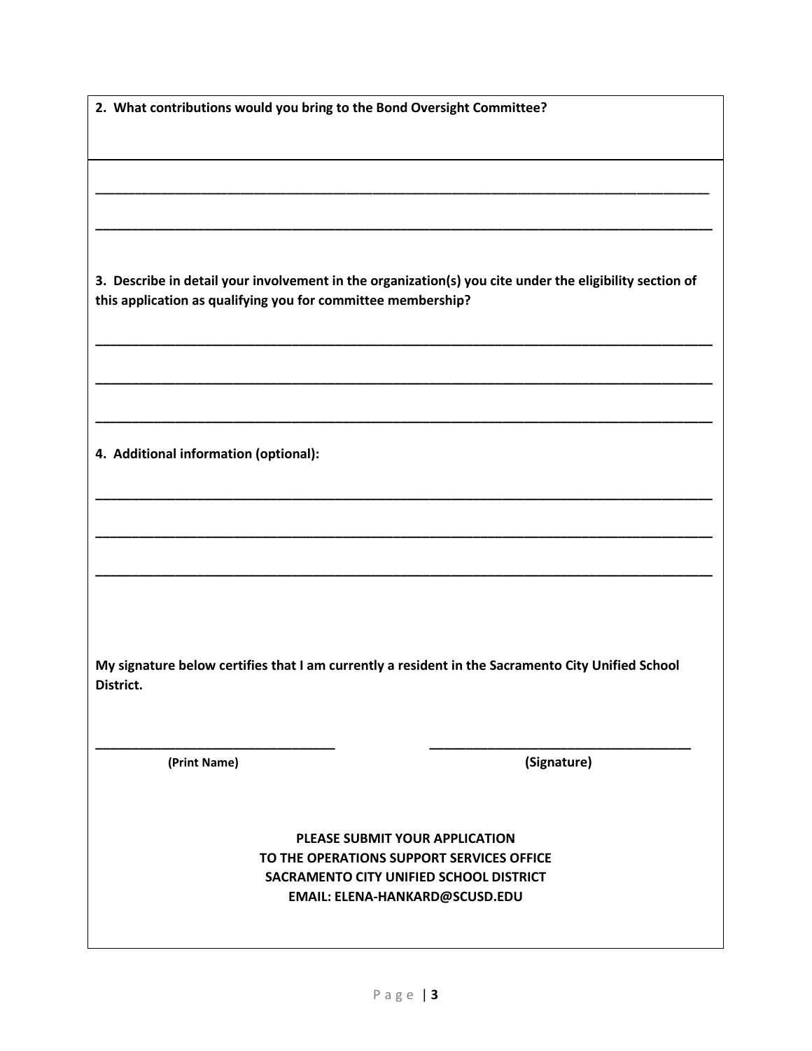**2. What contributions would you bring to the Bond Oversight Committee?**

________________________________________________________________________________________

________________________________________________________________________________________

**3. Describe in detail your involvement in the organization(s) you cite under the eligibility section of this application as qualifying you for committee membership?**

________________________________________________________________________________________

________________________________________________________________________________________

________________________________________________________________________________________

**4. Additional information (optional):**

________________________________________________________________________________________

________________________________________________________________________________________

________________________________________________________________________________________

**My signature below certifies that I am currently a resident in the Sacramento City Unified School District.**

________________________________ ________________________________

**(Print Name)** **(Signature)**

**PLEASE SUBMIT YOUR APPLICATION**
**TO THE OPERATIONS SUPPORT SERVICES OFFICE**
**SACRAMENTO CITY UNIFIED SCHOOL DISTRICT**
**EMAIL: ELENA-HANKARD@SCUSD.EDU**